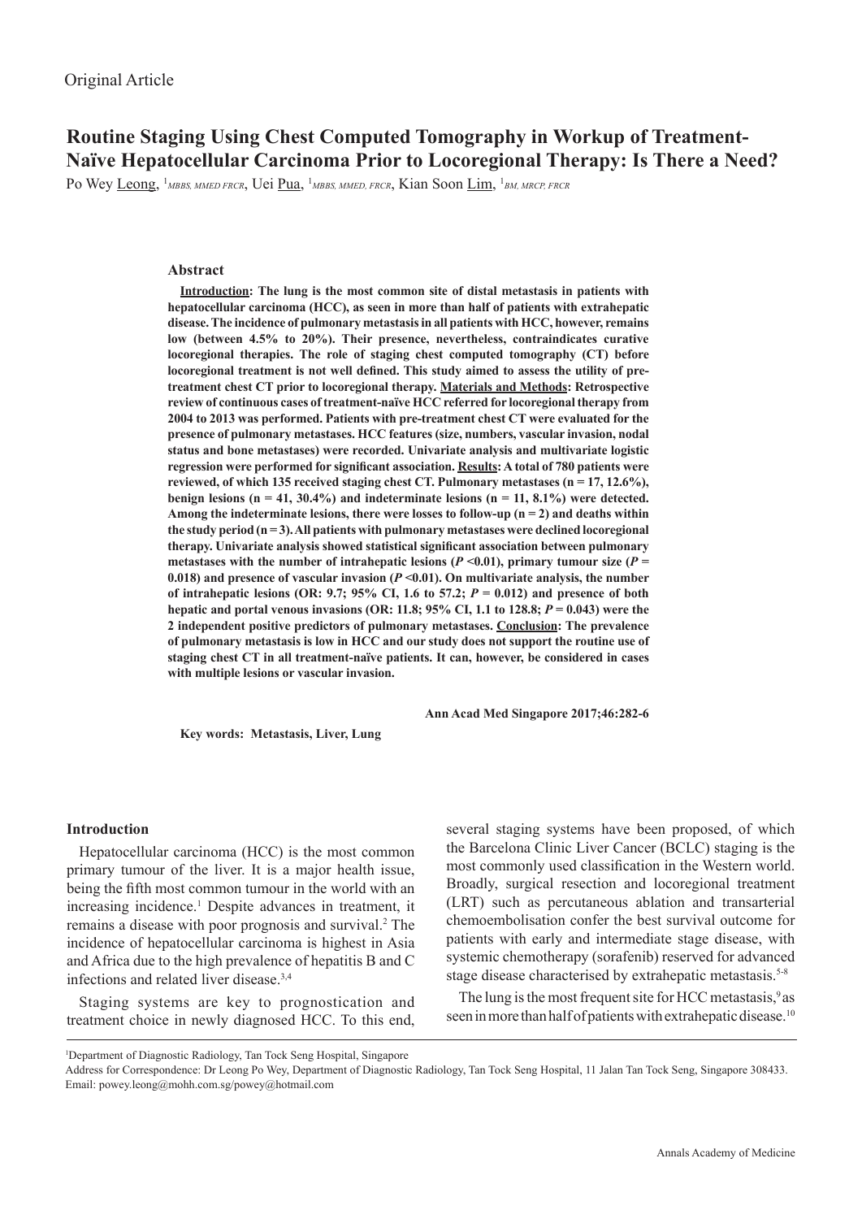Original Article

# Routine Staging Using Chest Computed Tomography in Workup of Treatment-Naïve Hepatocellular Carcinoma Prior to Locoregional Therapy: Is There a Need?

Po Wey Leong, [1]*MBBS, MMED FRCR*, Uei Pua, [1]*MBBS, MMED, FRCR*, Kian Soon Lim, [1]*BM, MRCP, FRCR*

## Abstract

**Introduction: The lung is the most common site of distal metastasis in patients with hepatocellular carcinoma (HCC), as seen in more than half of patients with extrahepatic disease. The incidence of pulmonary metastasis in all patients with HCC, however, remains low (between 4.5% to 20%). Their presence, nevertheless, contraindicates curative locoregional therapies. The role of staging chest computed tomography (CT) before locoregional treatment is not well defined. This study aimed to assess the utility of pre-treatment chest CT prior to locoregional therapy. Materials and Methods: Retrospective review of continuous cases of treatment-naïve HCC referred for locoregional therapy from 2004 to 2013 was performed. Patients with pre-treatment chest CT were evaluated for the presence of pulmonary metastases. HCC features (size, numbers, vascular invasion, nodal status and bone metastases) were recorded. Univariate analysis and multivariate logistic regression were performed for significant association. Results: A total of 780 patients were reviewed, of which 135 received staging chest CT. Pulmonary metastases (n = 17, 12.6%), benign lesions (n = 41, 30.4%) and indeterminate lesions (n = 11, 8.1%) were detected. Among the indeterminate lesions, there were losses to follow-up (n = 2) and deaths within the study period (n = 3). All patients with pulmonary metastases were declined locoregional therapy. Univariate analysis showed statistical significant association between pulmonary metastases with the number of intrahepatic lesions ($P$ <0.01), primary tumour size ($P$ = 0.018) and presence of vascular invasion ($P$ <0.01). On multivariate analysis, the number of intrahepatic lesions (OR: 9.7; 95% CI, 1.6 to 57.2; $P$ = 0.012) and presence of both hepatic and portal venous invasions (OR: 11.8; 95% CI, 1.1 to 128.8; $P$ = 0.043) were the 2 independent positive predictors of pulmonary metastases. Conclusion: The prevalence of pulmonary metastasis is low in HCC and our study does not support the routine use of staging chest CT in all treatment-naïve patients. It can, however, be considered in cases with multiple lesions or vascular invasion.**

**Ann Acad Med Singapore 2017;46:282-6**

**Key words: Metastasis, Liver, Lung**

## Introduction

Hepatocellular carcinoma (HCC) is the most common primary tumour of the liver. It is a major health issue, being the fifth most common tumour in the world with an increasing incidence.[1] Despite advances in treatment, it remains a disease with poor prognosis and survival.[2] The incidence of hepatocellular carcinoma is highest in Asia and Africa due to the high prevalence of hepatitis B and C infections and related liver disease.[3,4]

Staging systems are key to prognostication and treatment choice in newly diagnosed HCC. To this end, several staging systems have been proposed, of which the Barcelona Clinic Liver Cancer (BCLC) staging is the most commonly used classification in the Western world. Broadly, surgical resection and locoregional treatment (LRT) such as percutaneous ablation and transarterial chemoembolisation confer the best survival outcome for patients with early and intermediate stage disease, with systemic chemotherapy (sorafenib) reserved for advanced stage disease characterised by extrahepatic metastasis.[5-8]

The lung is the most frequent site for HCC metastasis,[9] as seen in more than half of patients with extrahepatic disease.[10]

[1]Department of Diagnostic Radiology, Tan Tock Seng Hospital, Singapore

Address for Correspondence: Dr Leong Po Wey, Department of Diagnostic Radiology, Tan Tock Seng Hospital, 11 Jalan Tan Tock Seng, Singapore 308433. Email: powey.leong@mohh.com.sg/powey@hotmail.com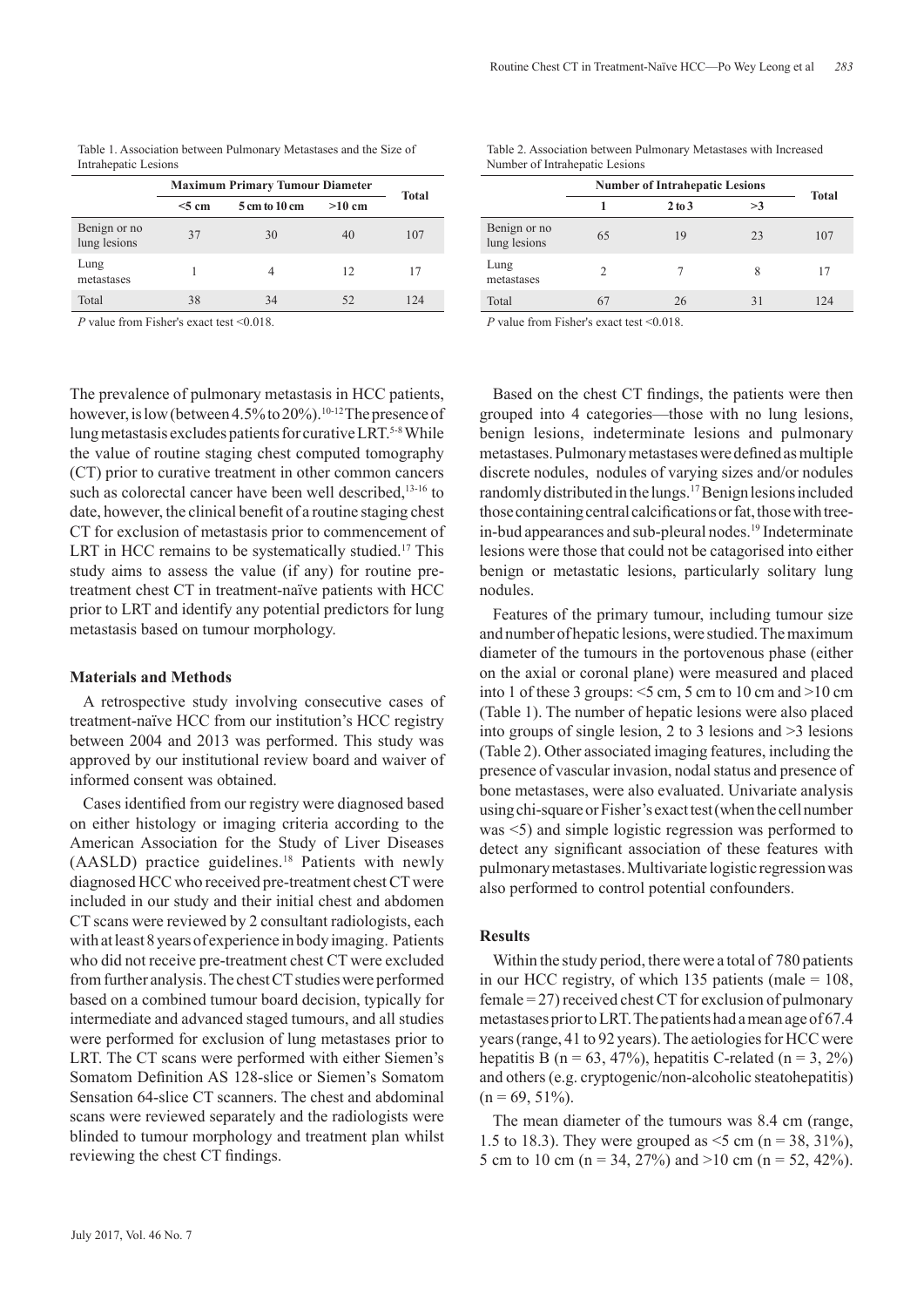Table 1. Association between Pulmonary Metastases and the Size of Intrahepatic Lesions

| | Maximum Primary Tumour Diameter | | | Total |
|---|---|---|---|---|
| | <5 cm | 5 cm to 10 cm | >10 cm | |
| Benign or no lung lesions | 37 | 30 | 40 | 107 |
| Lung metastases | 1 | 4 | 12 | 17 |
| Total | 38 | 34 | 52 | 124 |

*P* value from Fisher's exact test <0.018.

Table 2. Association between Pulmonary Metastases with Increased Number of Intrahepatic Lesions

| | Number of Intrahepatic Lesions | | | Total |
|---|---|---|---|---|
| | 1 | 2 to 3 | >3 | |
| Benign or no lung lesions | 65 | 19 | 23 | 107 |
| Lung metastases | 2 | 7 | 8 | 17 |
| Total | 67 | 26 | 31 | 124 |

*P* value from Fisher's exact test <0.018.

The prevalence of pulmonary metastasis in HCC patients, however, is low (between 4.5% to 20%).[10-12] The presence of lung metastasis excludes patients for curative LRT.[5-8] While the value of routine staging chest computed tomography (CT) prior to curative treatment in other common cancers such as colorectal cancer have been well described,[13-16] to date, however, the clinical benefit of a routine staging chest CT for exclusion of metastasis prior to commencement of LRT in HCC remains to be systematically studied.[17] This study aims to assess the value (if any) for routine pre-treatment chest CT in treatment-naïve patients with HCC prior to LRT and identify any potential predictors for lung metastasis based on tumour morphology.

### Materials and Methods

A retrospective study involving consecutive cases of treatment-naïve HCC from our institution's HCC registry between 2004 and 2013 was performed. This study was approved by our institutional review board and waiver of informed consent was obtained.

Cases identified from our registry were diagnosed based on either histology or imaging criteria according to the American Association for the Study of Liver Diseases (AASLD) practice guidelines.[18] Patients with newly diagnosed HCC who received pre-treatment chest CT were included in our study and their initial chest and abdomen CT scans were reviewed by 2 consultant radiologists, each with at least 8 years of experience in body imaging. Patients who did not receive pre-treatment chest CT were excluded from further analysis. The chest CT studies were performed based on a combined tumour board decision, typically for intermediate and advanced staged tumours, and all studies were performed for exclusion of lung metastases prior to LRT. The CT scans were performed with either Siemen's Somatom Definition AS 128-slice or Siemen's Somatom Sensation 64-slice CT scanners. The chest and abdominal scans were reviewed separately and the radiologists were blinded to tumour morphology and treatment plan whilst reviewing the chest CT findings.

Based on the chest CT findings, the patients were then grouped into 4 categories—those with no lung lesions, benign lesions, indeterminate lesions and pulmonary metastases. Pulmonary metastases were defined as multiple discrete nodules, nodules of varying sizes and/or nodules randomly distributed in the lungs.[17] Benign lesions included those containing central calcifications or fat, those with tree-in-bud appearances and sub-pleural nodes.[19] Indeterminate lesions were those that could not be catagorised into either benign or metastatic lesions, particularly solitary lung nodules.

Features of the primary tumour, including tumour size and number of hepatic lesions, were studied. The maximum diameter of the tumours in the portovenous phase (either on the axial or coronal plane) were measured and placed into 1 of these 3 groups: <5 cm, 5 cm to 10 cm and >10 cm (Table 1). The number of hepatic lesions were also placed into groups of single lesion, 2 to 3 lesions and >3 lesions (Table 2). Other associated imaging features, including the presence of vascular invasion, nodal status and presence of bone metastases, were also evaluated. Univariate analysis using chi-square or Fisher's exact test (when the cell number was <5) and simple logistic regression was performed to detect any significant association of these features with pulmonary metastases. Multivariate logistic regression was also performed to control potential confounders.

### Results

Within the study period, there were a total of 780 patients in our HCC registry, of which 135 patients (male = 108, female = 27) received chest CT for exclusion of pulmonary metastases prior to LRT. The patients had a mean age of 67.4 years (range, 41 to 92 years). The aetiologies for HCC were hepatitis B (n = 63, 47%), hepatitis C-related (n = 3, 2%) and others (e.g. cryptogenic/non-alcoholic steatohepatitis) (n = 69, 51%).

The mean diameter of the tumours was 8.4 cm (range, 1.5 to 18.3). They were grouped as <5 cm (n = 38, 31%), 5 cm to 10 cm (n = 34, 27%) and >10 cm (n = 52, 42%).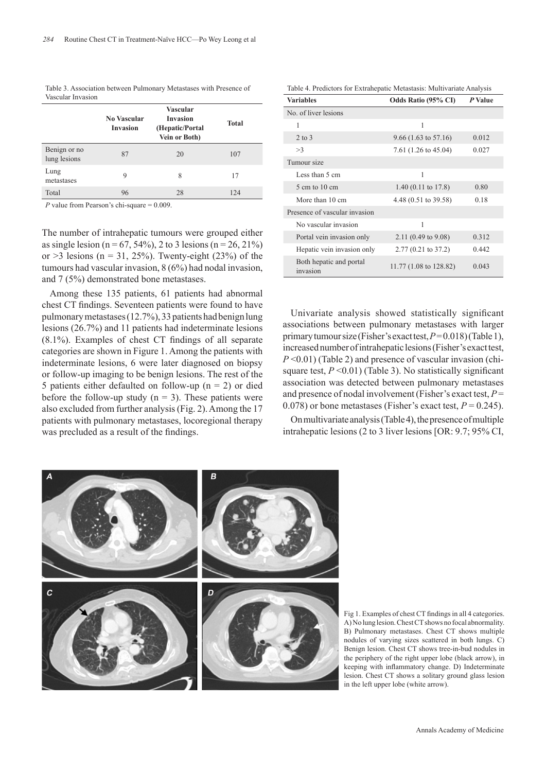Table 3. Association between Pulmonary Metastases with Presence of Vascular Invasion

| | No Vascular Invasion | Vascular Invasion (Hepatic/Portal Vein or Both) | Total |
|---|---|---|---|
| Benign or no lung lesions | 87 | 20 | 107 |
| Lung metastases | 9 | 8 | 17 |
| Total | 96 | 28 | 124 |

*P* value from Pearson's chi-square = 0.009.

The number of intrahepatic tumours were grouped either as single lesion (n = 67, 54%), 2 to 3 lesions (n = 26, 21%) or >3 lesions (n = 31, 25%). Twenty-eight (23%) of the tumours had vascular invasion, 8 (6%) had nodal invasion, and 7 (5%) demonstrated bone metastases.

Among these 135 patients, 61 patients had abnormal chest CT findings. Seventeen patients were found to have pulmonary metastases (12.7%), 33 patients had benign lung lesions (26.7%) and 11 patients had indeterminate lesions (8.1%). Examples of chest CT findings of all separate categories are shown in Figure 1. Among the patients with indeterminate lesions, 6 were later diagnosed on biopsy or follow-up imaging to be benign lesions. The rest of the 5 patients either defaulted on follow-up (n = 2) or died before the follow-up study (n = 3). These patients were also excluded from further analysis (Fig. 2). Among the 17 patients with pulmonary metastases, locoregional therapy was precluded as a result of the findings.

Table 4. Predictors for Extrahepatic Metastasis: Multivariate Analysis

| Variables | Odds Ratio (95% CI) | *P* Value |
|---|---|---|
| No. of liver lesions | | |
| 1 | 1 | |
| 2 to 3 | 9.66 (1.63 to 57.16) | 0.012 |
| >3 | 7.61 (1.26 to 45.04) | 0.027 |
| Tumour size | | |
| Less than 5 cm | 1 | |
| 5 cm to 10 cm | 1.40 (0.11 to 17.8) | 0.80 |
| More than 10 cm | 4.48 (0.51 to 39.58) | 0.18 |
| Presence of vascular invasion | | |
| No vascular invasion | 1 | |
| Portal vein invasion only | 2.11 (0.49 to 9.08) | 0.312 |
| Hepatic vein invasion only | 2.77 (0.21 to 37.2) | 0.442 |
| Both hepatic and portal invasion | 11.77 (1.08 to 128.82) | 0.043 |

Univariate analysis showed statistically significant associations between pulmonary metastases with larger primary tumour size (Fisher's exact test, $P = 0.018$) (Table 1), increased number of intrahepatic lesions (Fisher's exact test, $P < 0.01$) (Table 2) and presence of vascular invasion (chi-square test, $P < 0.01$) (Table 3). No statistically significant association was detected between pulmonary metastases and presence of nodal involvement (Fisher's exact test, $P = 0.078$) or bone metastases (Fisher's exact test, $P = 0.245$).

On multivariate analysis (Table 4), the presence of multiple intrahepatic lesions (2 to 3 liver lesions [OR: 9.7; 95% CI,

Fig 1. Examples of chest CT findings in all 4 categories. A) No lung lesion. Chest CT shows no focal abnormality. B) Pulmonary metastases. Chest CT shows multiple nodules of varying sizes scattered in both lungs. C) Benign lesion. Chest CT shows tree-in-bud nodules in the periphery of the right upper lobe (black arrow), in keeping with inflammatory change. D) Indeterminate lesion. Chest CT shows a solitary ground glass lesion in the left upper lobe (white arrow).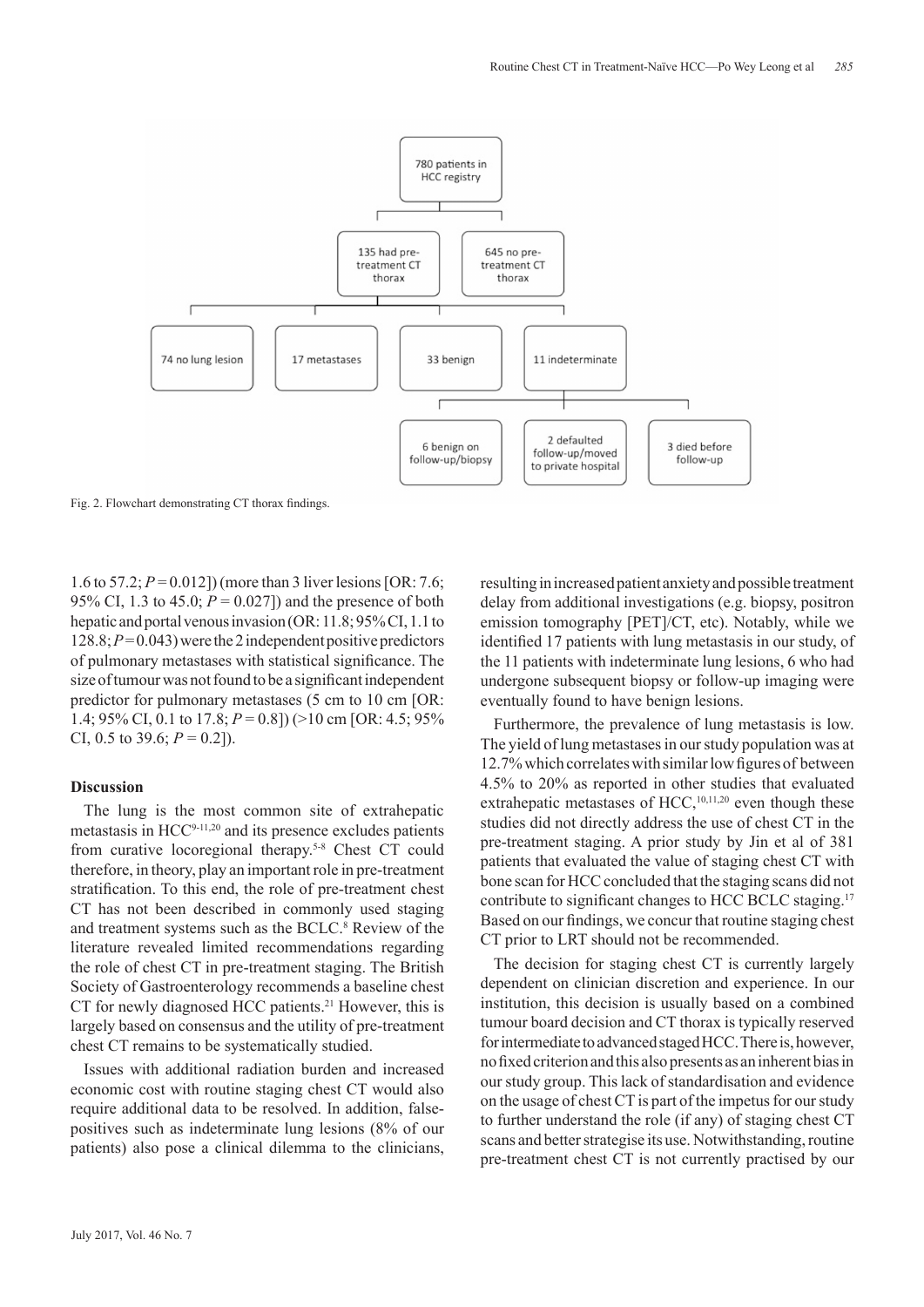780 patients in HCC registry

135 had pre-treatment CT thorax

645 no pre-treatment CT thorax

74 no lung lesion

17 metastases

33 benign

11 indeterminate

6 benign on follow-up/biopsy

2 defaulted follow-up/moved to private hospital

3 died before follow-up

Fig. 2. Flowchart demonstrating CT thorax findings.

1.6 to 57.2; $P = 0.012$]) (more than 3 liver lesions [OR: 7.6; 95% CI, 1.3 to 45.0; $P = 0.027$]) and the presence of both hepatic and portal venous invasion (OR: 11.8; 95% CI, 1.1 to 128.8; $P = 0.043$) were the 2 independent positive predictors of pulmonary metastases with statistical significance. The size of tumour was not found to be a significant independent predictor for pulmonary metastases (5 cm to 10 cm [OR: 1.4; 95% CI, 0.1 to 17.8; $P = 0.8$]) (>10 cm [OR: 4.5; 95% CI, 0.5 to 39.6; $P = 0.2$]).

## Discussion

The lung is the most common site of extrahepatic metastasis in HCC[9-11,20] and its presence excludes patients from curative locoregional therapy.[5-8] Chest CT could therefore, in theory, play an important role in pre-treatment stratification. To this end, the role of pre-treatment chest CT has not been described in commonly used staging and treatment systems such as the BCLC.[8] Review of the literature revealed limited recommendations regarding the role of chest CT in pre-treatment staging. The British Society of Gastroenterology recommends a baseline chest CT for newly diagnosed HCC patients.[21] However, this is largely based on consensus and the utility of pre-treatment chest CT remains to be systematically studied.

Issues with additional radiation burden and increased economic cost with routine staging chest CT would also require additional data to be resolved. In addition, false-positives such as indeterminate lung lesions (8% of our patients) also pose a clinical dilemma to the clinicians, resulting in increased patient anxiety and possible treatment delay from additional investigations (e.g. biopsy, positron emission tomography [PET]/CT, etc). Notably, while we identified 17 patients with lung metastasis in our study, of the 11 patients with indeterminate lung lesions, 6 who had undergone subsequent biopsy or follow-up imaging were eventually found to have benign lesions.

Furthermore, the prevalence of lung metastasis is low. The yield of lung metastases in our study population was at 12.7% which correlates with similar low figures of between 4.5% to 20% as reported in other studies that evaluated extrahepatic metastases of HCC,[10,11,20] even though these studies did not directly address the use of chest CT in the pre-treatment staging. A prior study by Jin et al of 381 patients that evaluated the value of staging chest CT with bone scan for HCC concluded that the staging scans did not contribute to significant changes to HCC BCLC staging.[17] Based on our findings, we concur that routine staging chest CT prior to LRT should not be recommended.

The decision for staging chest CT is currently largely dependent on clinician discretion and experience. In our institution, this decision is usually based on a combined tumour board decision and CT thorax is typically reserved for intermediate to advanced staged HCC. There is, however, no fixed criterion and this also presents as an inherent bias in our study group. This lack of standardisation and evidence on the usage of chest CT is part of the impetus for our study to further understand the role (if any) of staging chest CT scans and better strategise its use. Notwithstanding, routine pre-treatment chest CT is not currently practised by our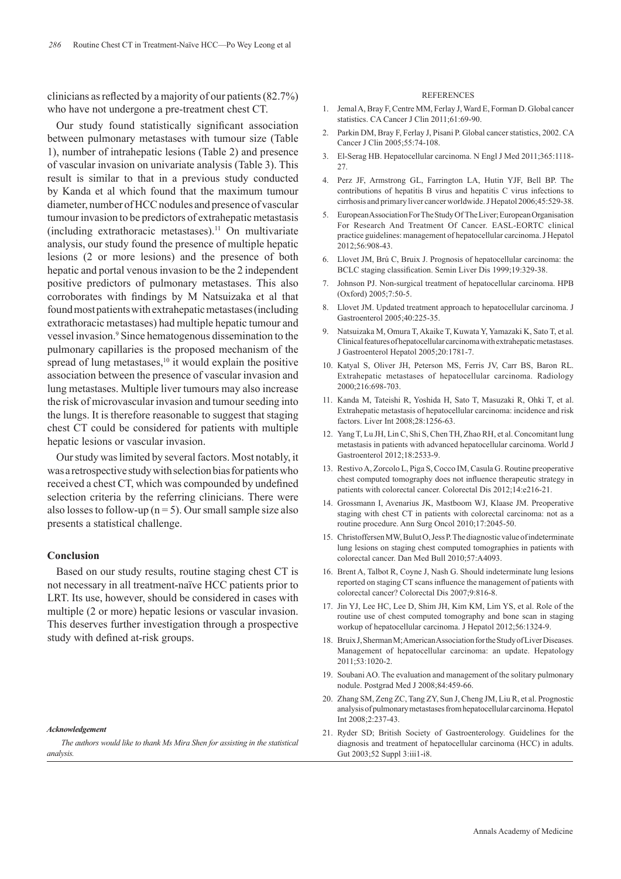clinicians as reflected by a majority of our patients (82.7%) who have not undergone a pre-treatment chest CT.

Our study found statistically significant association between pulmonary metastases with tumour size (Table 1), number of intrahepatic lesions (Table 2) and presence of vascular invasion on univariate analysis (Table 3). This result is similar to that in a previous study conducted by Kanda et al which found that the maximum tumour diameter, number of HCC nodules and presence of vascular tumour invasion to be predictors of extrahepatic metastasis (including extrathoracic metastases).[11] On multivariate analysis, our study found the presence of multiple hepatic lesions (2 or more lesions) and the presence of both hepatic and portal venous invasion to be the 2 independent positive predictors of pulmonary metastases. This also corroborates with findings by M Natsuizaka et al that found most patients with extrahepatic metastases (including extrathoracic metastases) had multiple hepatic tumour and vessel invasion.[9] Since hematogenous dissemination to the pulmonary capillaries is the proposed mechanism of the spread of lung metastases,[10] it would explain the positive association between the presence of vascular invasion and lung metastases. Multiple liver tumours may also increase the risk of microvascular invasion and tumour seeding into the lungs. It is therefore reasonable to suggest that staging chest CT could be considered for patients with multiple hepatic lesions or vascular invasion.

Our study was limited by several factors. Most notably, it was a retrospective study with selection bias for patients who received a chest CT, which was compounded by undefined selection criteria by the referring clinicians. There were also losses to follow-up (n = 5). Our small sample size also presents a statistical challenge.

## Conclusion

Based on our study results, routine staging chest CT is not necessary in all treatment-naïve HCC patients prior to LRT. Its use, however, should be considered in cases with multiple (2 or more) hepatic lesions or vascular invasion. This deserves further investigation through a prospective study with defined at-risk groups.

#### *Acknowledgement*

*The authors would like to thank Ms Mira Shen for assisting in the statistical analysis.*

## REFERENCES

1. Jemal A, Bray F, Centre MM, Ferlay J, Ward E, Forman D. Global cancer statistics. CA Cancer J Clin 2011;61:69-90.
2. Parkin DM, Bray F, Ferlay J, Pisani P. Global cancer statistics, 2002. CA Cancer J Clin 2005;55:74-108.
3. El-Serag HB. Hepatocellular carcinoma. N Engl J Med 2011;365:1118-27.
4. Perz JF, Armstrong GL, Farrington LA, Hutin YJF, Bell BP. The contributions of hepatitis B virus and hepatitis C virus infections to cirrhosis and primary liver cancer worldwide. J Hepatol 2006;45:529-38.
5. European Association For The Study Of The Liver; European Organisation For Research And Treatment Of Cancer. EASL-EORTC clinical practice guidelines: management of hepatocellular carcinoma. J Hepatol 2012;56:908-43.
6. Llovet JM, Brú C, Bruix J. Prognosis of hepatocellular carcinoma: the BCLC staging classification. Semin Liver Dis 1999;19:329-38.
7. Johnson PJ. Non-surgical treatment of hepatocellular carcinoma. HPB (Oxford) 2005;7:50-5.
8. Llovet JM. Updated treatment approach to hepatocellular carcinoma. J Gastroenterol 2005;40:225-35.
9. Natsuizaka M, Omura T, Akaike T, Kuwata Y, Yamazaki K, Sato T, et al. Clinical features of hepatocellular carcinoma with extrahepatic metastases. J Gastroenterol Hepatol 2005;20:1781-7.
10. Katyal S, Oliver JH, Peterson MS, Ferris JV, Carr BS, Baron RL. Extrahepatic metastases of hepatocellular carcinoma. Radiology 2000;216:698-703.
11. Kanda M, Tateishi R, Yoshida H, Sato T, Masuzaki R, Ohki T, et al. Extrahepatic metastasis of hepatocellular carcinoma: incidence and risk factors. Liver Int 2008;28:1256-63.
12. Yang T, Lu JH, Lin C, Shi S, Chen TH, Zhao RH, et al. Concomitant lung metastasis in patients with advanced hepatocellular carcinoma. World J Gastroenterol 2012;18:2533-9.
13. Restivo A, Zorcolo L, Piga S, Cocco IM, Casula G. Routine preoperative chest computed tomography does not influence therapeutic strategy in patients with colorectal cancer. Colorectal Dis 2012;14:e216-21.
14. Grossmann I, Avenarius JK, Mastboom WJ, Klaase JM. Preoperative staging with chest CT in patients with colorectal carcinoma: not as a routine procedure. Ann Surg Oncol 2010;17:2045-50.
15. Christoffersen MW, Bulut O, Jess P. The diagnostic value of indeterminate lung lesions on staging chest computed tomographies in patients with colorectal cancer. Dan Med Bull 2010;57:A4093.
16. Brent A, Talbot R, Coyne J, Nash G. Should indeterminate lung lesions reported on staging CT scans influence the management of patients with colorectal cancer? Colorectal Dis 2007;9:816-8.
17. Jin YJ, Lee HC, Lee D, Shim JH, Kim KM, Lim YS, et al. Role of the routine use of chest computed tomography and bone scan in staging workup of hepatocellular carcinoma. J Hepatol 2012;56:1324-9.
18. Bruix J, Sherman M; American Association for the Study of Liver Diseases. Management of hepatocellular carcinoma: an update. Hepatology 2011;53:1020-2.
19. Soubani AO. The evaluation and management of the solitary pulmonary nodule. Postgrad Med J 2008;84:459-66.
20. Zhang SM, Zeng ZC, Tang ZY, Sun J, Cheng JM, Liu R, et al. Prognostic analysis of pulmonary metastases from hepatocellular carcinoma. Hepatol Int 2008;2:237-43.
21. Ryder SD; British Society of Gastroenterology. Guidelines for the diagnosis and treatment of hepatocellular carcinoma (HCC) in adults. Gut 2003;52 Suppl 3:iii1-i8.